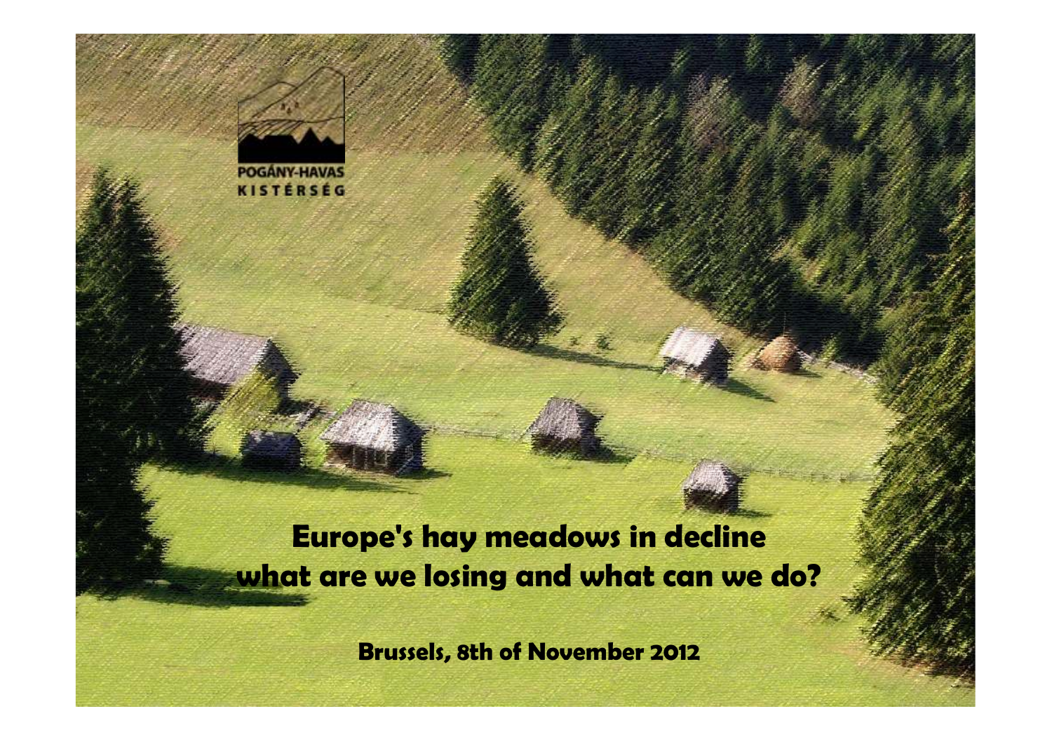POGÁNY-HAVAS
KISTÉRSÉG

# Europe's hay meadows in decline what are we losing and what can we do?

**Brussels, 8th of November 2012**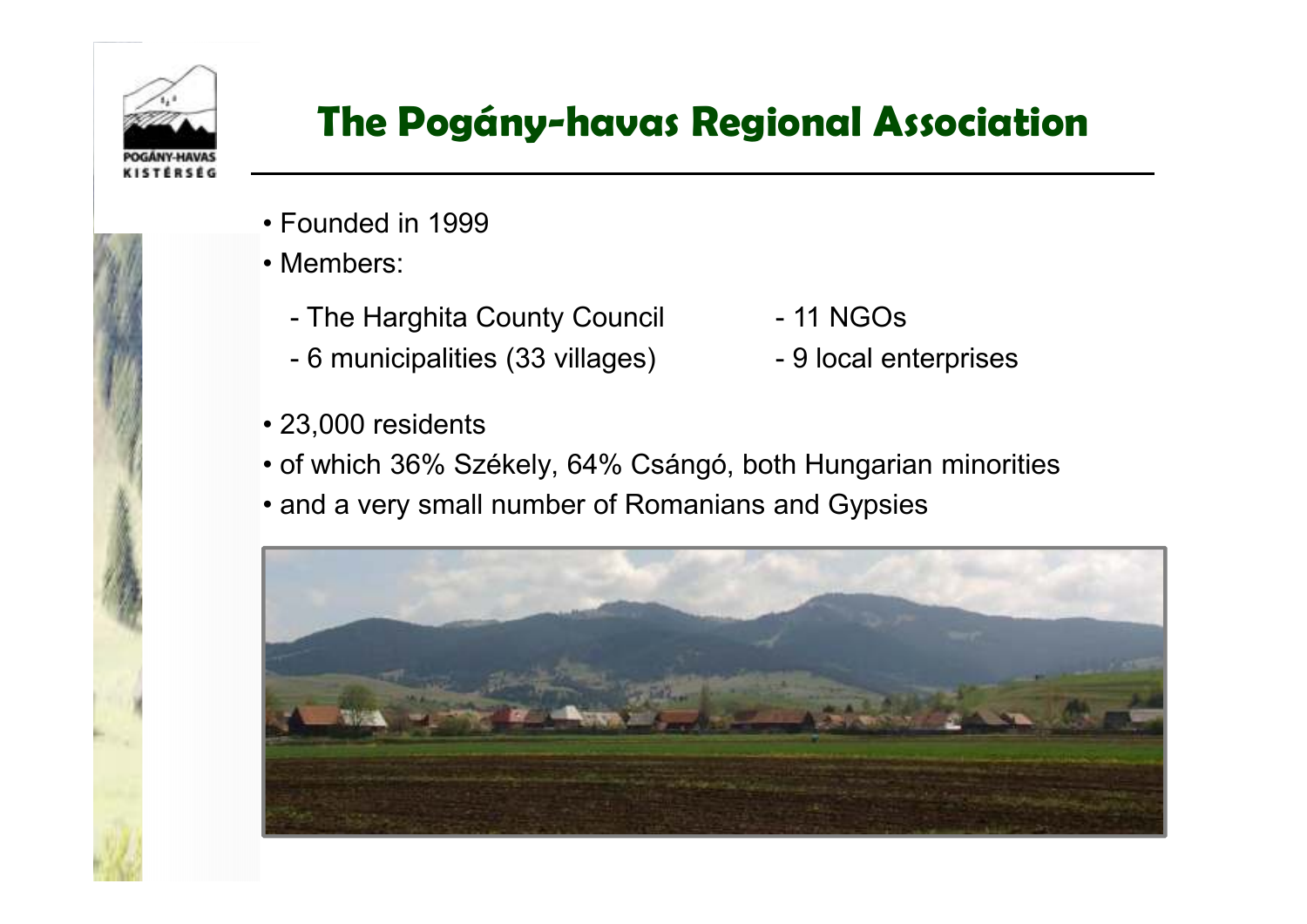# The Pogány-havas Regional Association

- Founded in 1999
- Members:
  - The Harghita County Council
  - 6 municipalities (33 villages)
  - 11 NGOs
  - 9 local enterprises
- 23,000 residents
- of which 36% Székely, 64% Csángó, both Hungarian minorities
- and a very small number of Romanians and Gypsies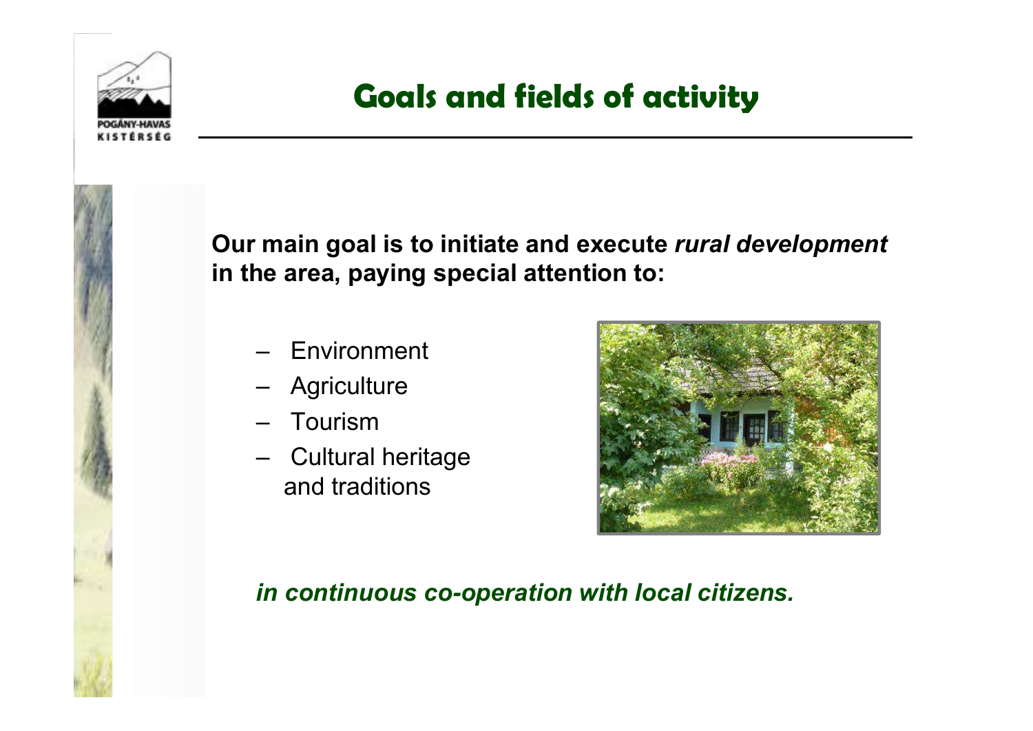# Goals and fields of activity

**Our main goal is to initiate and execute *rural development* in the area, paying special attention to:**

- Environment
- Agriculture
- Tourism
- Cultural heritage and traditions

***in continuous co-operation with local citizens.***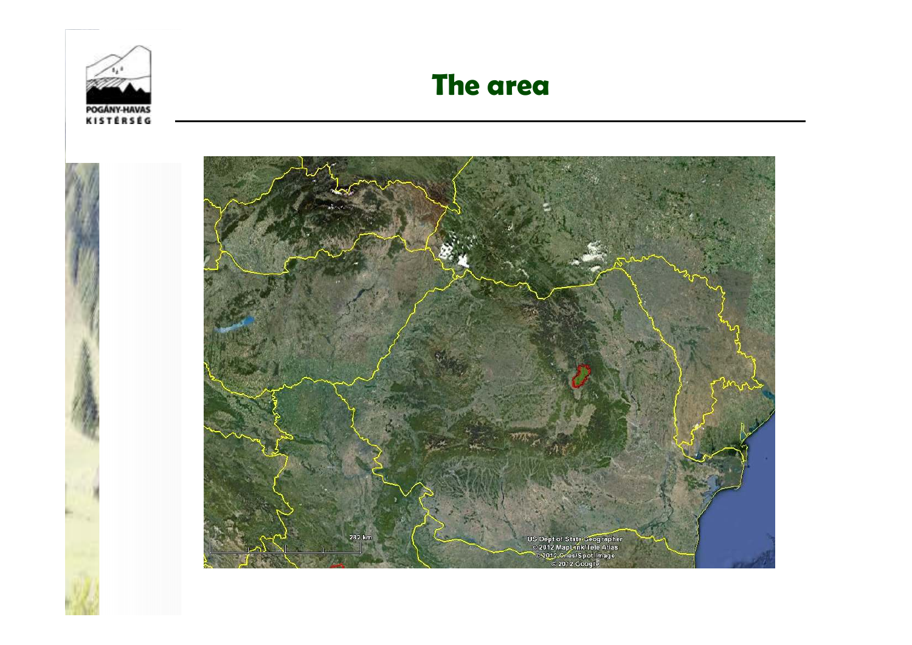# The area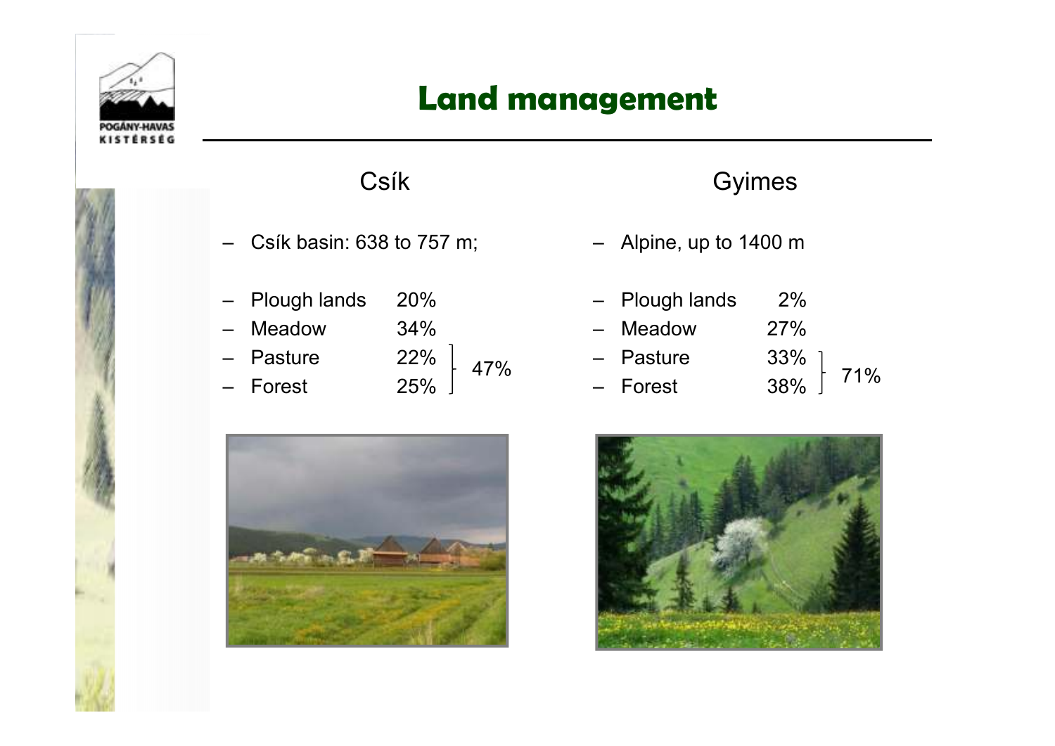# Land management

## Csík

- Csík basin: 638 to 757 m;

- Plough lands 20%
- Meadow 34%
- Pasture 22%
- Forest 25%

Pasture + Forest: 47%

## Gyimes

- Alpine, up to 1400 m

- Plough lands 2%
- Meadow 27%
- Pasture 33%
- Forest 38%

Pasture + Forest: 71%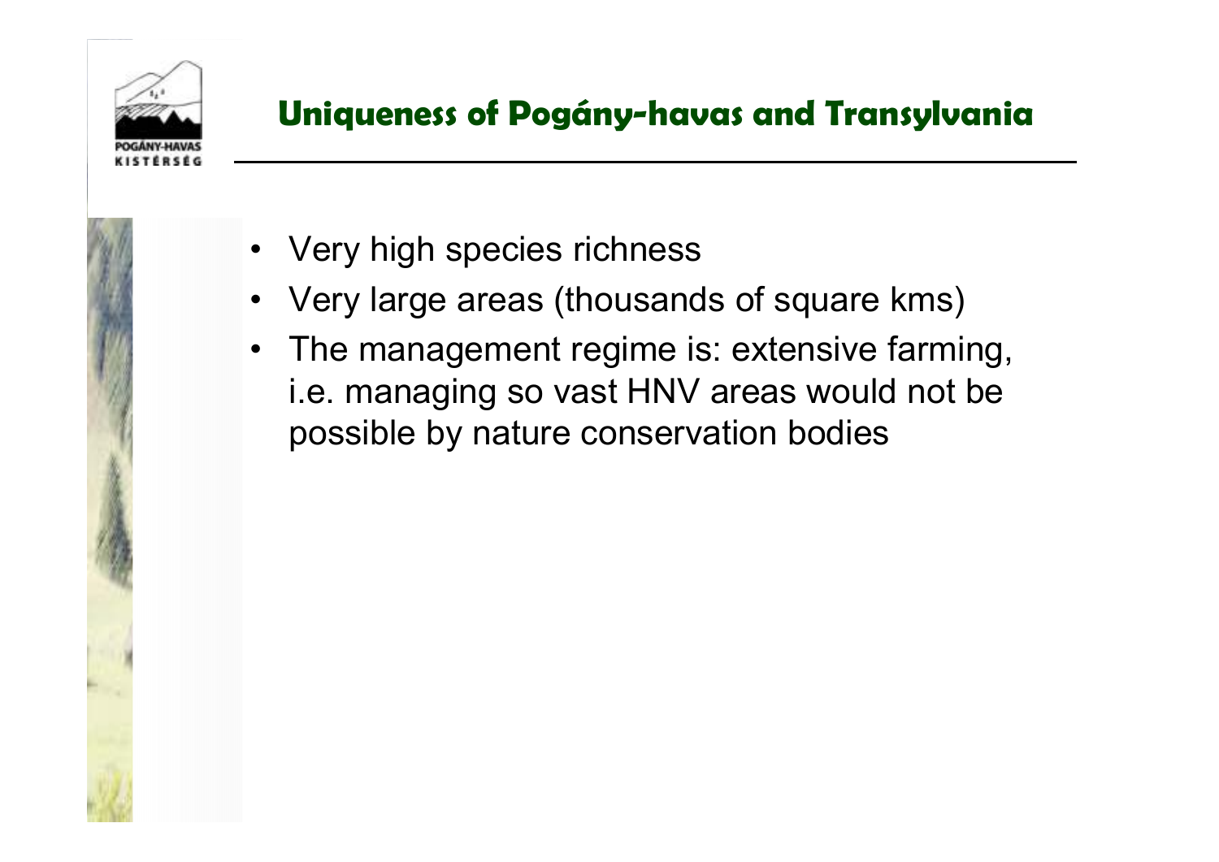## Uniqueness of Pogány-havas and Transylvania

- Very high species richness
- Very large areas (thousands of square kms)
- The management regime is: extensive farming, i.e. managing so vast HNV areas would not be possible by nature conservation bodies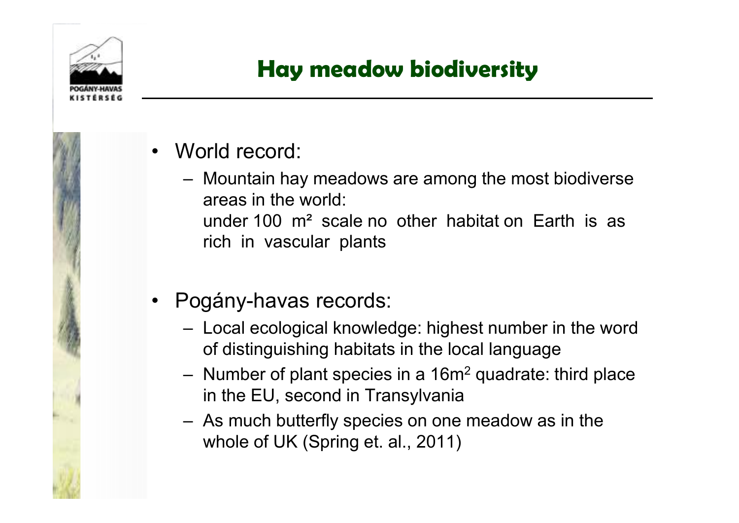# Hay meadow biodiversity

- World record:
  - Mountain hay meadows are among the most biodiverse areas in the world:
    under 100 m² scale no other habitat on Earth is as rich in vascular plants

- Pogány-havas records:
  - Local ecological knowledge: highest number in the word of distinguishing habitats in the local language
  - Number of plant species in a 16m$^2$ quadrate: third place in the EU, second in Transylvania
  - As much butterfly species on one meadow as in the whole of UK (Spring et. al., 2011)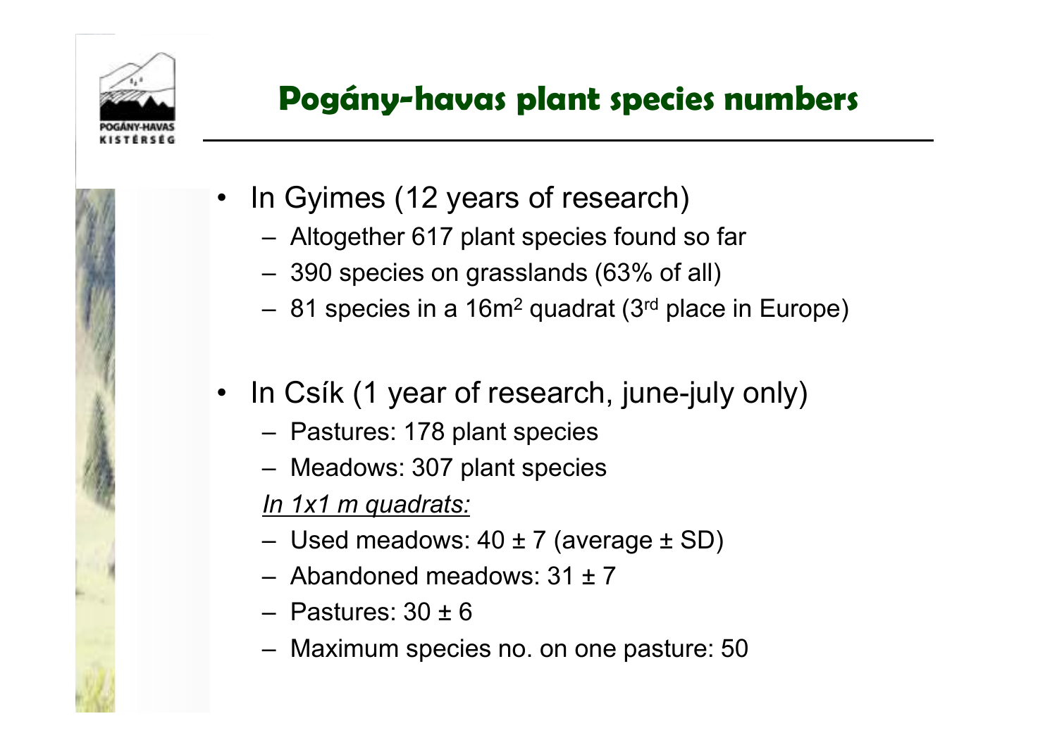## Pogány-havas plant species numbers

- In Gyimes (12 years of research)
  - Altogether 617 plant species found so far
  - 390 species on grasslands (63% of all)
  - 81 species in a 16m$^2$ quadrat (3$^{rd}$ place in Europe)

- In Csík (1 year of research, june-july only)
  - Pastures: 178 plant species
  - Meadows: 307 plant species

  *In 1x1 m quadrats:*
  - Used meadows: 40 ± 7 (average ± SD)
  - Abandoned meadows: 31 ± 7
  - Pastures: 30 ± 6
  - Maximum species no. on one pasture: 50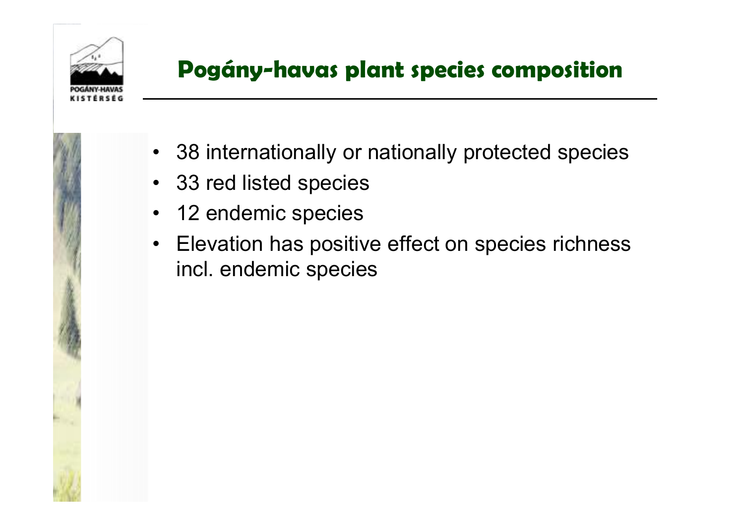# Pogány-havas plant species composition

- 38 internationally or nationally protected species
- 33 red listed species
- 12 endemic species
- Elevation has positive effect on species richness incl. endemic species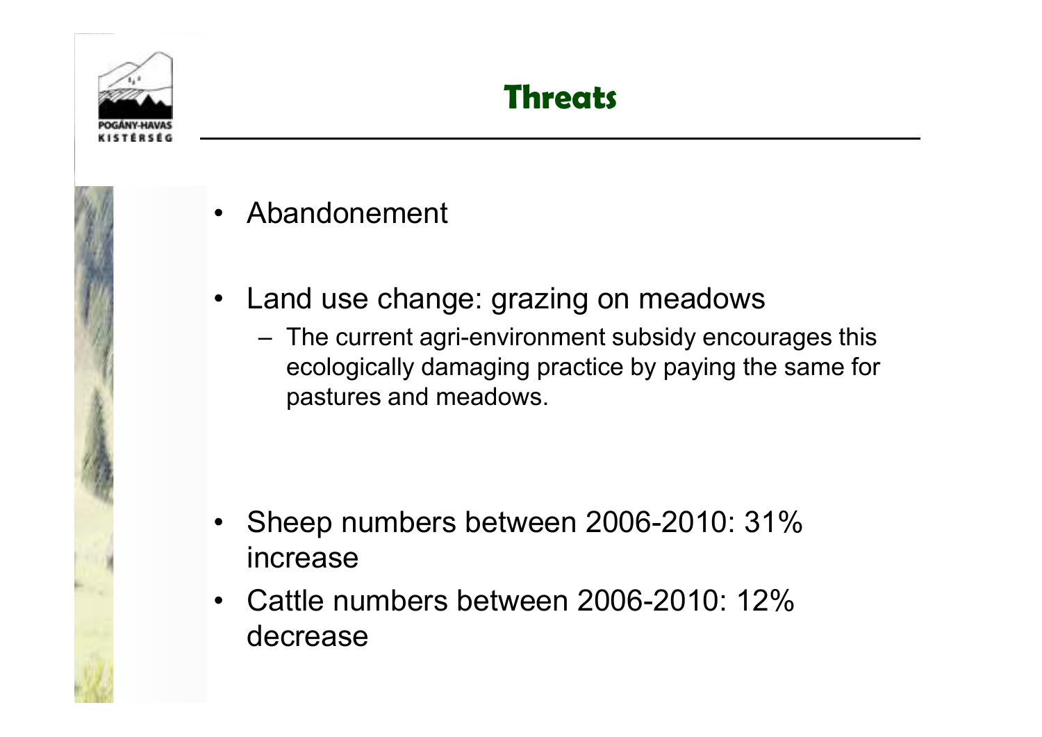# Threats

- Abandonement
- Land use change: grazing on meadows
  - The current agri-environment subsidy encourages this ecologically damaging practice by paying the same for pastures and meadows.
- Sheep numbers between 2006-2010: 31% increase
- Cattle numbers between 2006-2010: 12% decrease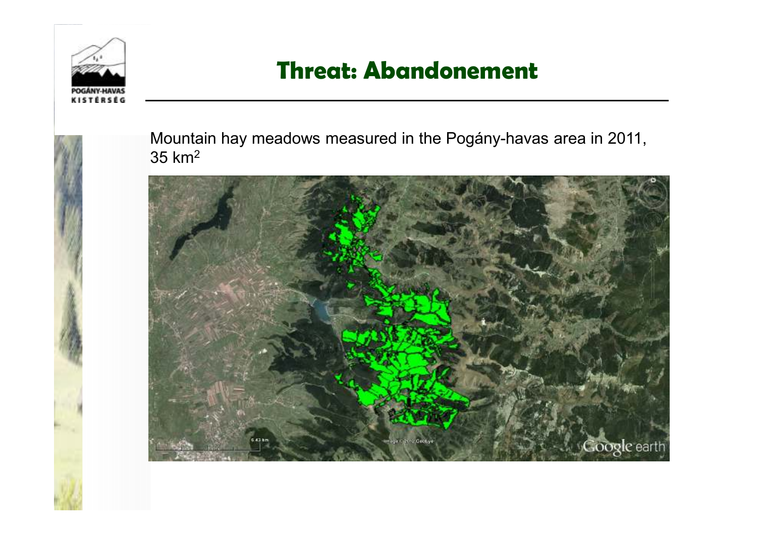# Threat: Abandonement

Mountain hay meadows measured in the Pogány-havas area in 2011, 35 km$^2$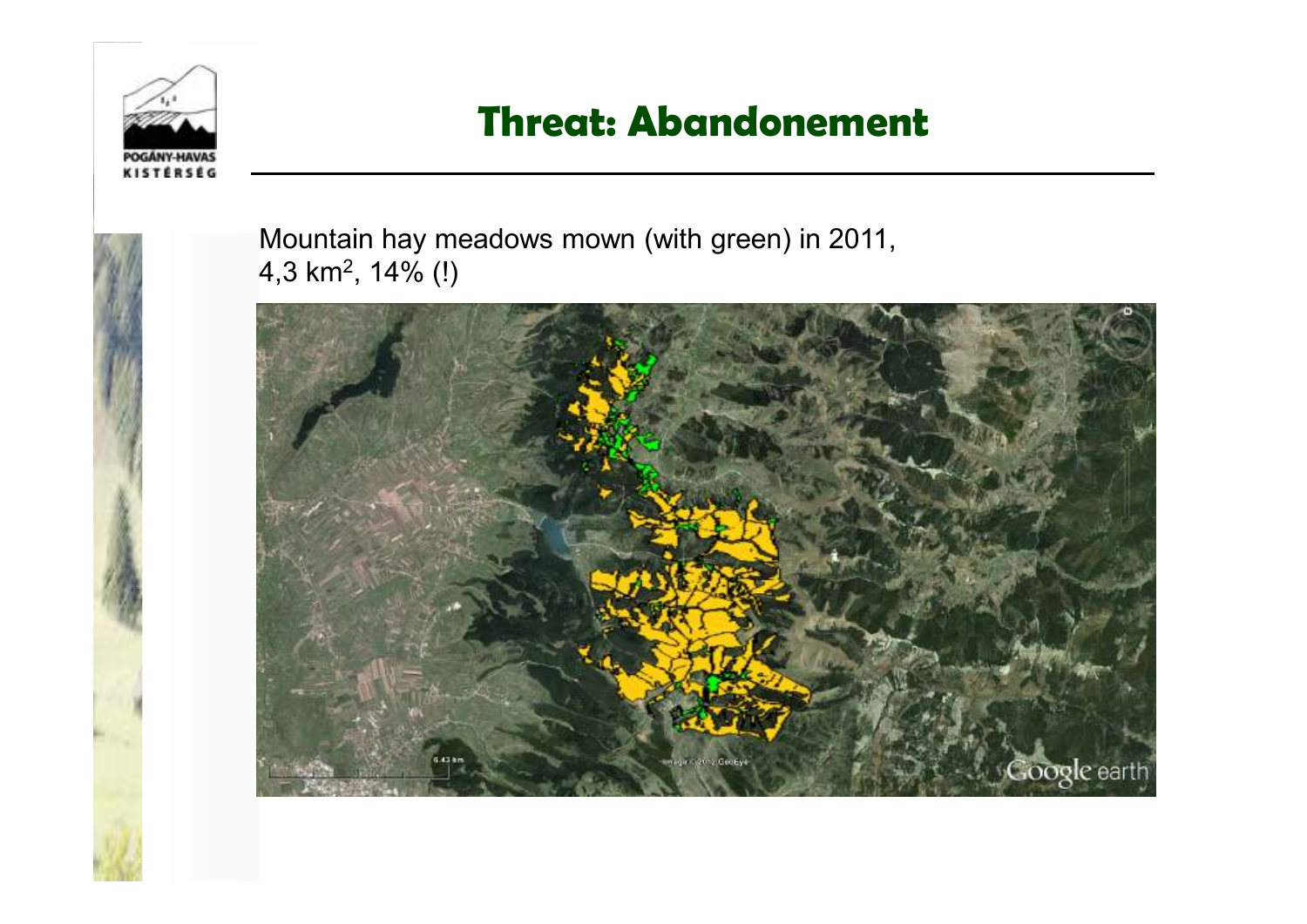# Threat: Abandonement

Mountain hay meadows mown (with green) in 2011,
4,3 $km^2$, 14% (!)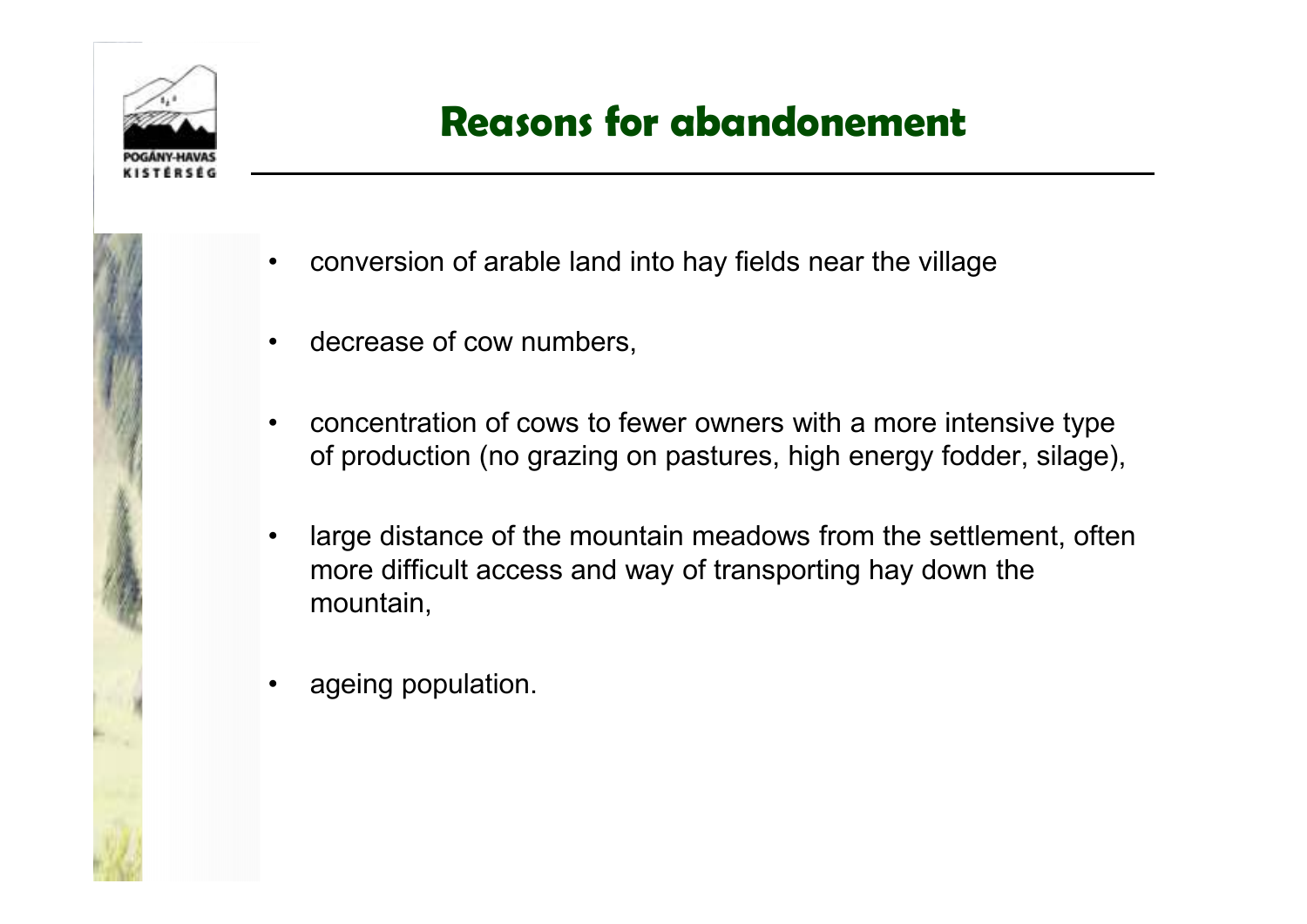## Reasons for abandonement

- conversion of arable land into hay fields near the village
- decrease of cow numbers,
- concentration of cows to fewer owners with a more intensive type of production (no grazing on pastures, high energy fodder, silage),
- large distance of the mountain meadows from the settlement, often more difficult access and way of transporting hay down the mountain,
- ageing population.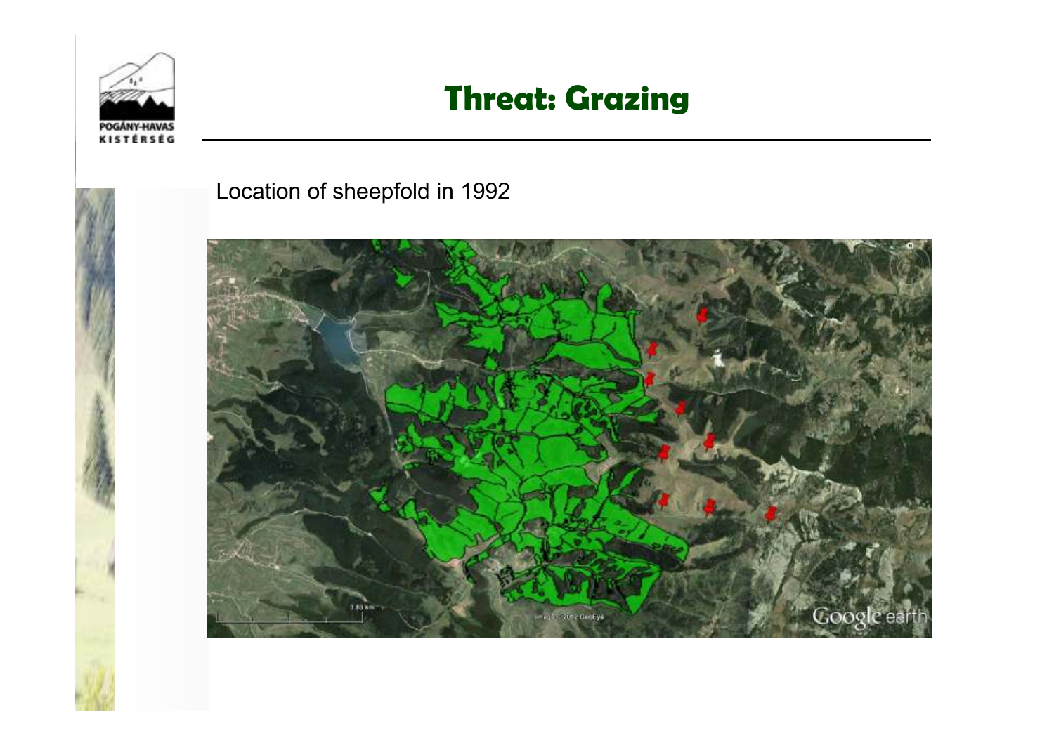# Threat: Grazing

Location of sheepfold in 1992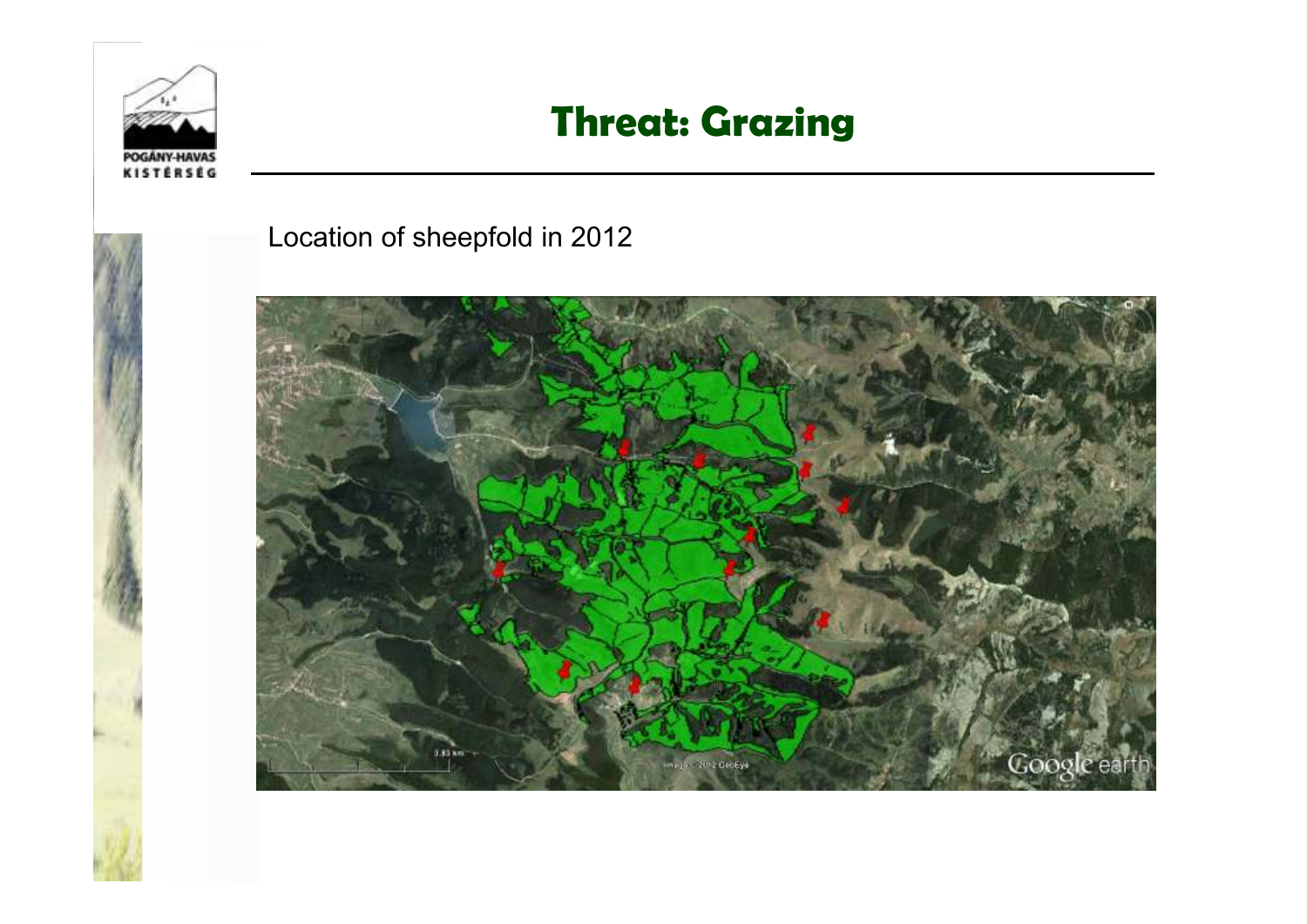# Threat: Grazing

Location of sheepfold in 2012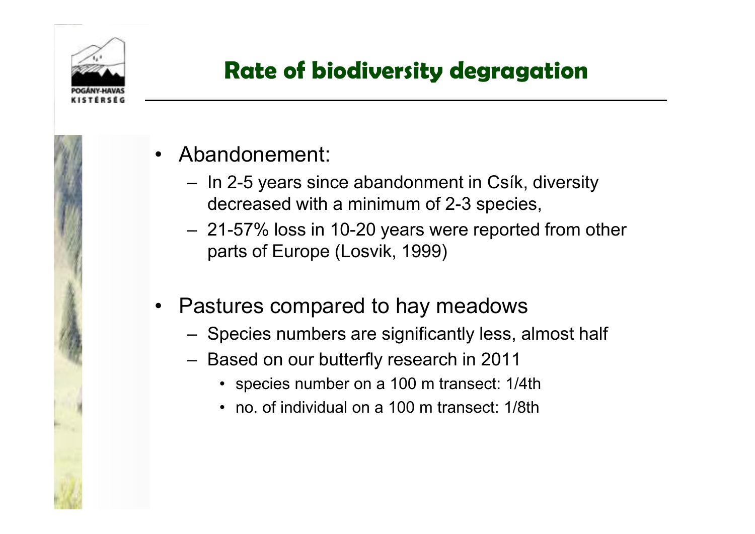## Rate of biodiversity degragation

- Abandonement:
  - In 2-5 years since abandonment in Csík, diversity decreased with a minimum of 2-3 species,
  - 21-57% loss in 10-20 years were reported from other parts of Europe (Losvik, 1999)
- Pastures compared to hay meadows
  - Species numbers are significantly less, almost half
  - Based on our butterfly research in 2011
    - species number on a 100 m transect: 1/4th
    - no. of individual on a 100 m transect: 1/8th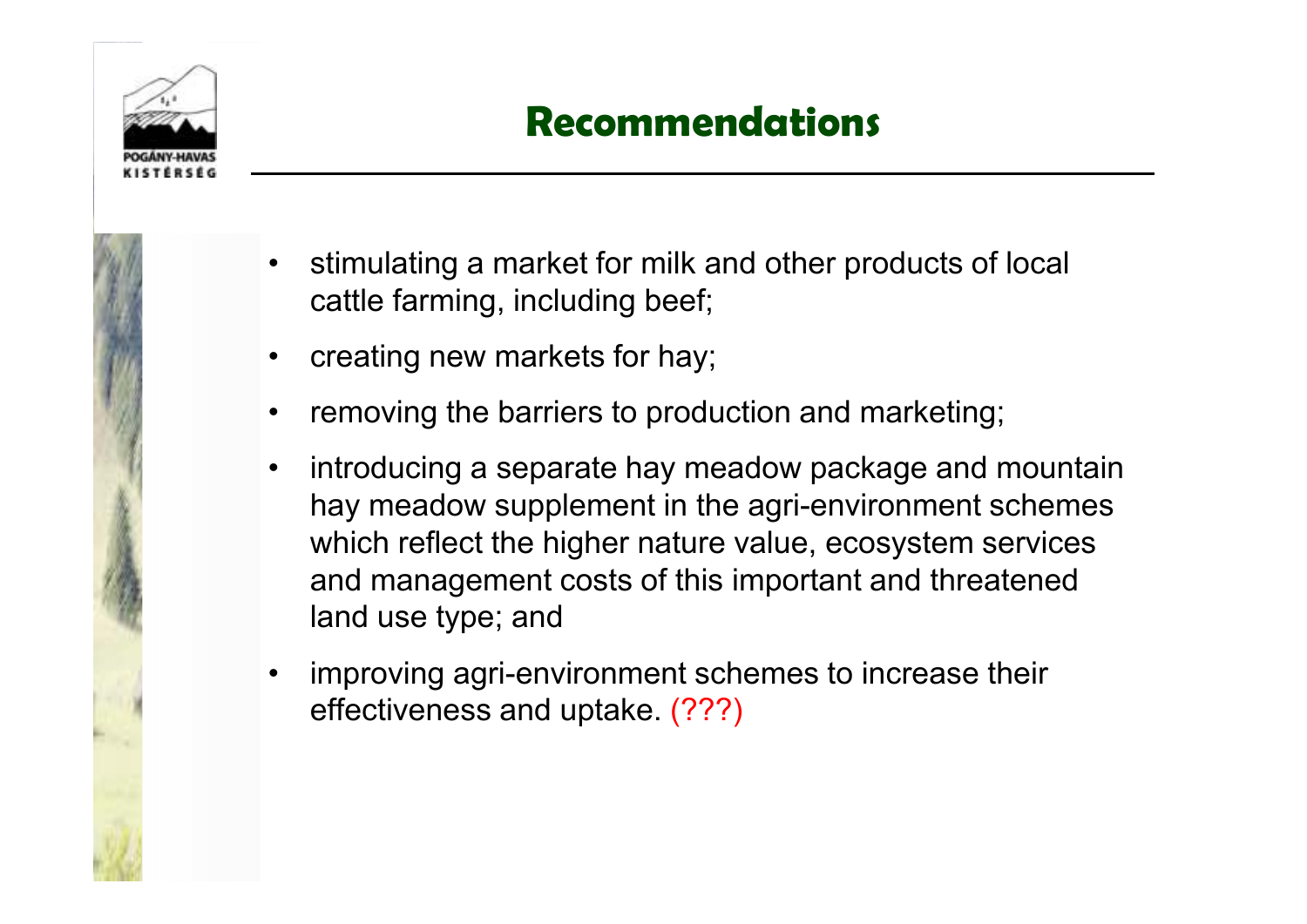# Recommendations

- stimulating a market for milk and other products of local cattle farming, including beef;
- creating new markets for hay;
- removing the barriers to production and marketing;
- introducing a separate hay meadow package and mountain hay meadow supplement in the agri-environment schemes which reflect the higher nature value, ecosystem services and management costs of this important and threatened land use type; and
- improving agri-environment schemes to increase their effectiveness and uptake. (???)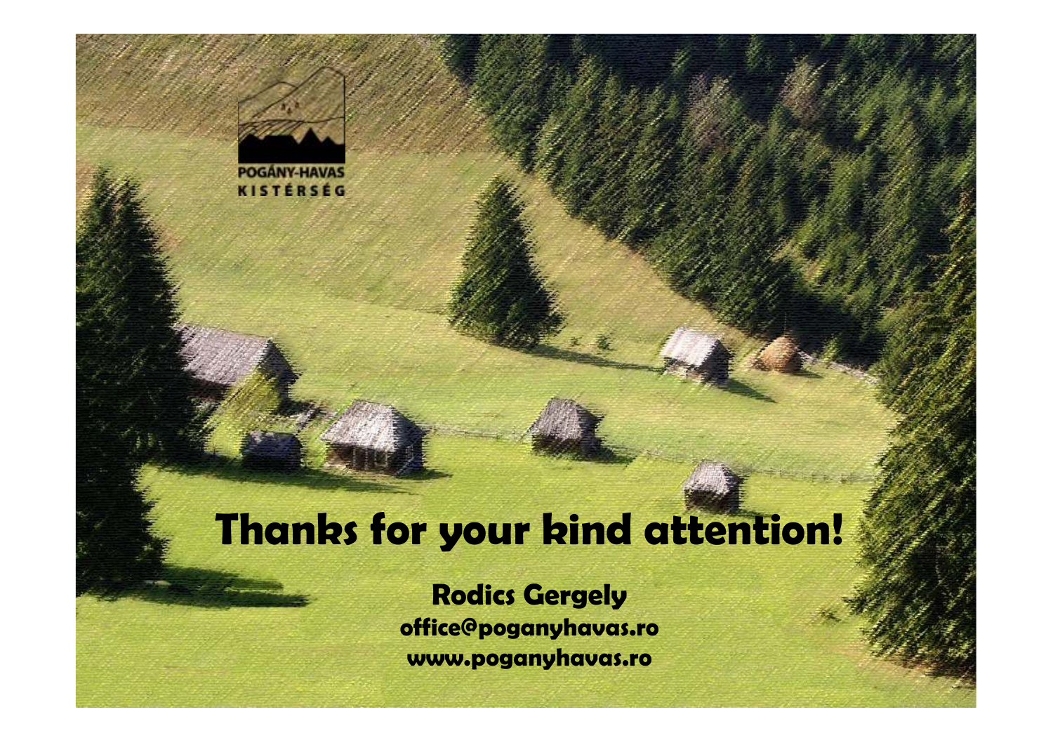POGÁNY-HAVAS
KISTÉRSÉG

# Thanks for your kind attention!

**Rodics Gergely**

**office@poganyhavas.ro**

**www.poganyhavas.ro**